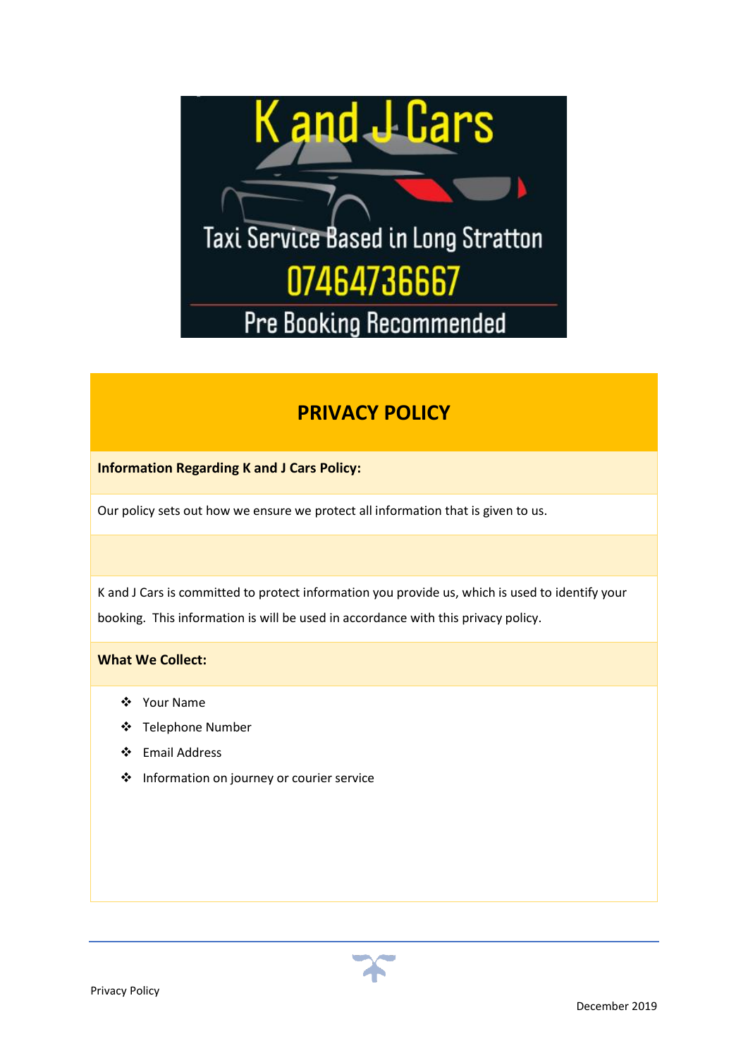K and J Cars

Taxi Service Based in Long Stratton

07464736667

Pre Booking Recommended

# PRIVACY POLICY

**Information Regarding K and J Cars Policy:**

Our policy sets out how we ensure we protect all information that is given to us.

K and J Cars is committed to protect information you provide us, which is used to identify your booking. This information is will be used in accordance with this privacy policy.

**What We Collect:**

- Your Name
- Telephone Number
- Email Address
- Information on journey or courier service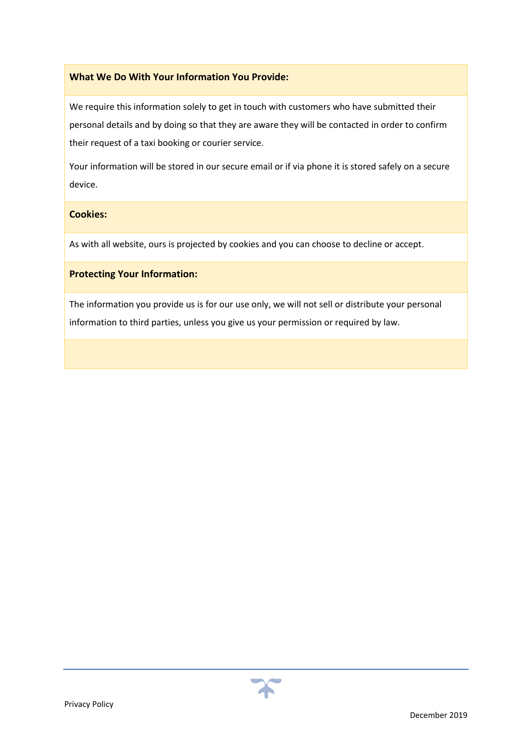**What We Do With Your Information You Provide:**

We require this information solely to get in touch with customers who have submitted their personal details and by doing so that they are aware they will be contacted in order to confirm their request of a taxi booking or courier service.

Your information will be stored in our secure email or if via phone it is stored safely on a secure device.

**Cookies:**

As with all website, ours is projected by cookies and you can choose to decline or accept.

**Protecting Your Information:**

The information you provide us is for our use only, we will not sell or distribute your personal information to third parties, unless you give us your permission or required by law.